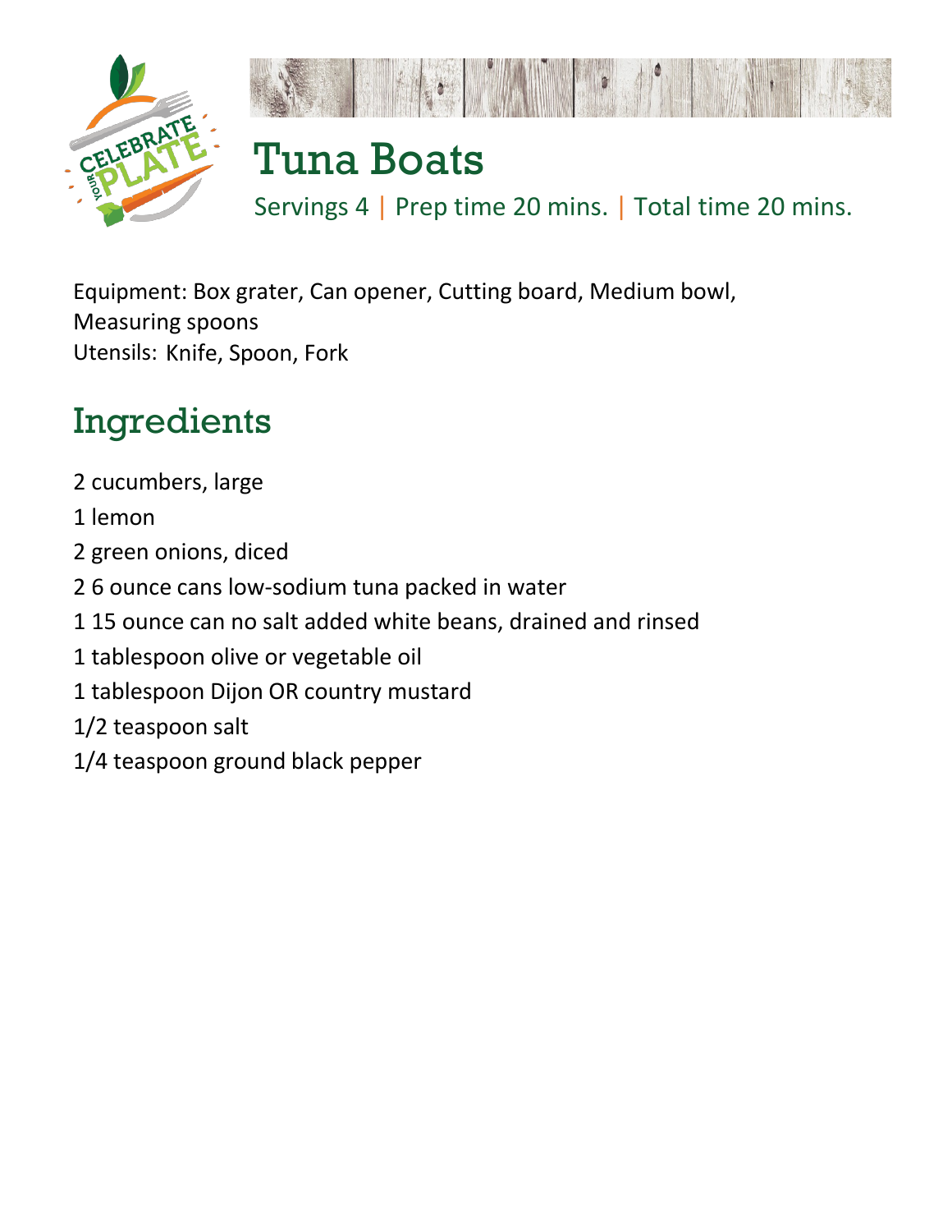# Tuna Boats

Servings 4 | Prep time 20 mins. | Total time 20 mins.

Equipment: Box grater, Can opener, Cutting board, Medium bowl, Measuring spoons
Utensils: Knife, Spoon, Fork

## Ingredients

2 cucumbers, large

1 lemon

2 green onions, diced

2 6 ounce cans low-sodium tuna packed in water

1 15 ounce can no salt added white beans, drained and rinsed

1 tablespoon olive or vegetable oil

1 tablespoon Dijon OR country mustard

1/2 teaspoon salt

1/4 teaspoon ground black pepper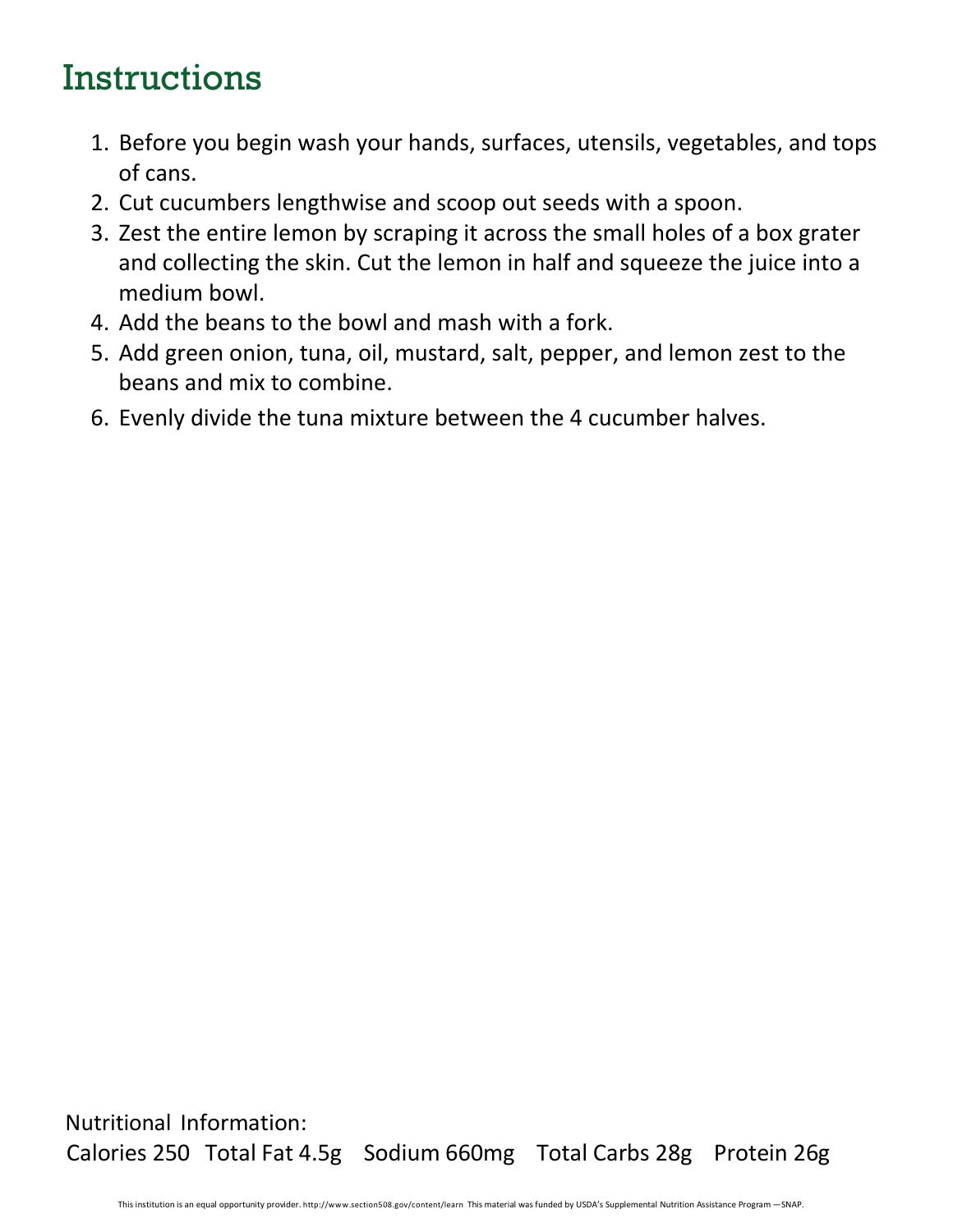# Instructions

1. Before you begin wash your hands, surfaces, utensils, vegetables, and tops of cans.
2. Cut cucumbers lengthwise and scoop out seeds with a spoon.
3. Zest the entire lemon by scraping it across the small holes of a box grater and collecting the skin. Cut the lemon in half and squeeze the juice into a medium bowl.
4. Add the beans to the bowl and mash with a fork.
5. Add green onion, tuna, oil, mustard, salt, pepper, and lemon zest to the beans and mix to combine.
6. Evenly divide the tuna mixture between the 4 cucumber halves.

Nutritional Information:

Calories 250 Total Fat 4.5g Sodium 660mg Total Carbs 28g Protein 26g

This institution is an equal opportunity provider. http://www.section508.gov/content/learn This material was funded by USDA's Supplemental Nutrition Assistance Program —SNAP.